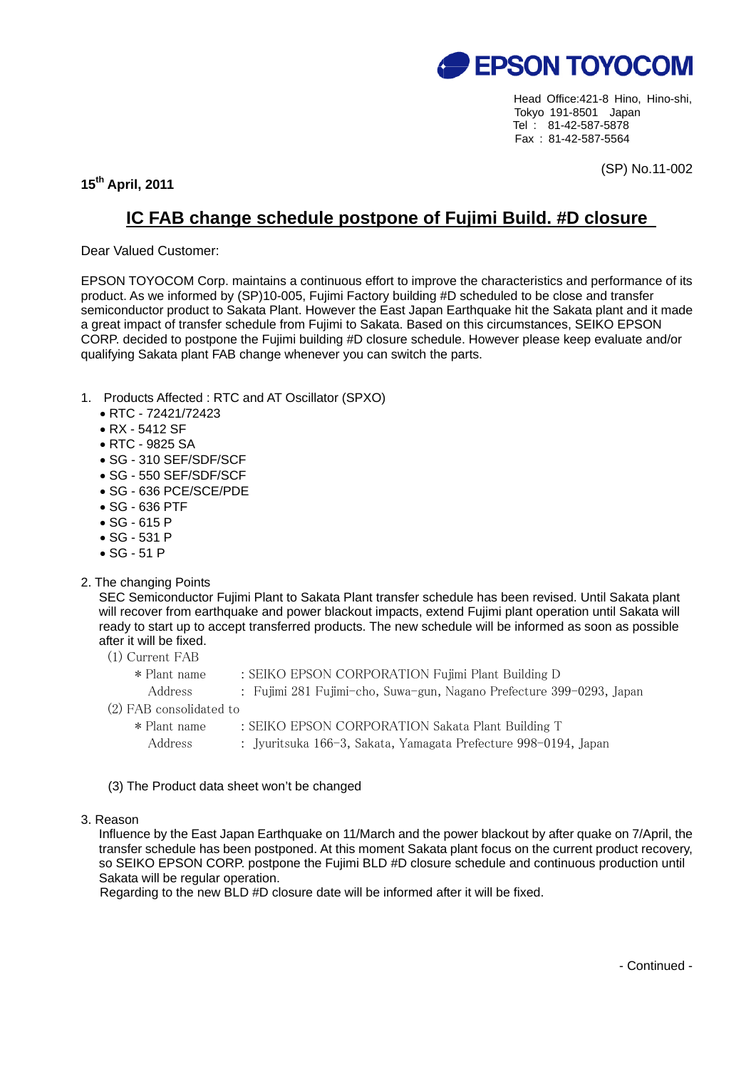**EPSON TOYOCOM**

Head Office:421-8 Hino, Hino-shi,
Tokyo 191-8501 Japan
Tel : 81-42-587-5878
Fax : 81-42-587-5564

(SP) No.11-002

**15th April, 2011**

# IC FAB change schedule postpone of Fujimi Build. #D closure

Dear Valued Customer:

EPSON TOYOCOM Corp. maintains a continuous effort to improve the characteristics and performance of its product. As we informed by (SP)10-005, Fujimi Factory building #D scheduled to be close and transfer semiconductor product to Sakata Plant. However the East Japan Earthquake hit the Sakata plant and it made a great impact of transfer schedule from Fujimi to Sakata. Based on this circumstances, SEIKO EPSON CORP. decided to postpone the Fujimi building #D closure schedule. However please keep evaluate and/or qualifying Sakata plant FAB change whenever you can switch the parts.

1. Products Affected : RTC and AT Oscillator (SPXO)
   - RTC - 72421/72423
   - RX - 5412 SF
   - RTC - 9825 SA
   - SG - 310 SEF/SDF/SCF
   - SG - 550 SEF/SDF/SCF
   - SG - 636 PCE/SCE/PDE
   - SG - 636 PTF
   - SG - 615 P
   - SG - 531 P
   - SG - 51 P

2. The changing Points

   SEC Semiconductor Fujimi Plant to Sakata Plant transfer schedule has been revised. Until Sakata plant will recover from earthquake and power blackout impacts, extend Fujimi plant operation until Sakata will ready to start up to accept transferred products. The new schedule will be informed as soon as possible after it will be fixed.

   (1) Current FAB
   
   \* Plant name : SEIKO EPSON CORPORATION Fujimi Plant Building D
   
   Address : Fujimi 281 Fujimi-cho, Suwa-gun, Nagano Prefecture 399-0293, Japan

   (2) FAB consolidated to
   
   \* Plant name : SEIKO EPSON CORPORATION Sakata Plant Building T
   
   Address : Jyuritsuka 166-3, Sakata, Yamagata Prefecture 998-0194, Japan

   (3) The Product data sheet won't be changed

3. Reason

   Influence by the East Japan Earthquake on 11/March and the power blackout by after quake on 7/April, the transfer schedule has been postponed. At this moment Sakata plant focus on the current product recovery, so SEIKO EPSON CORP. postpone the Fujimi BLD #D closure schedule and continuous production until Sakata will be regular operation.
   
   Regarding to the new BLD #D closure date will be informed after it will be fixed.

- Continued -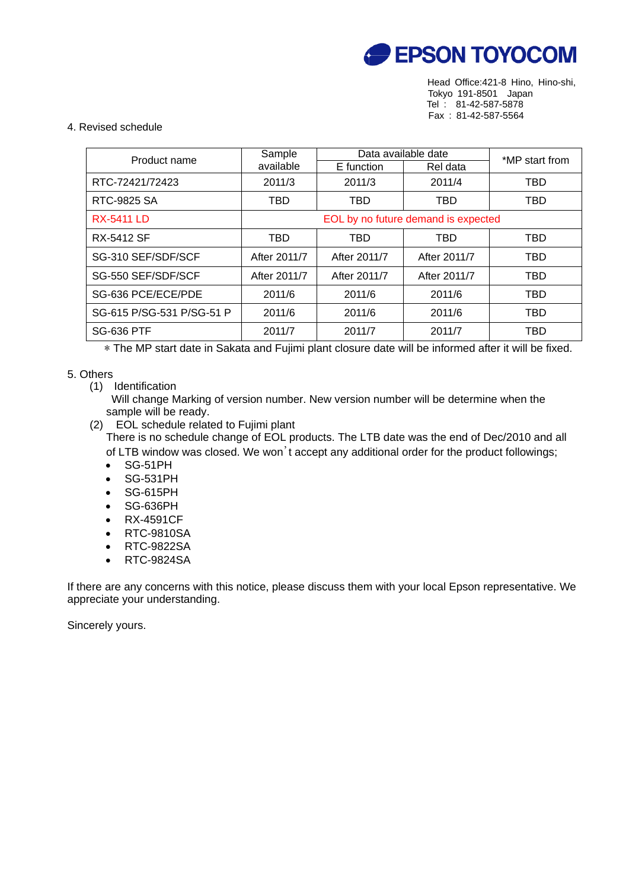EPSON TOYOCOM

Head Office:421-8 Hino, Hino-shi,
Tokyo 191-8501 Japan
Tel : 81-42-587-5878
Fax : 81-42-587-5564

4. Revised schedule

| Product name | Sample available | Data available date | | *MP start from |
|---|---|---|---|---|
| | | E function | Rel data | |
| RTC-72421/72423 | 2011/3 | 2011/3 | 2011/4 | TBD |
| RTC-9825 SA | TBD | TBD | TBD | TBD |
| RX-5411 LD | EOL by no future demand is expected | | | |
| RX-5412 SF | TBD | TBD | TBD | TBD |
| SG-310 SEF/SDF/SCF | After 2011/7 | After 2011/7 | After 2011/7 | TBD |
| SG-550 SEF/SDF/SCF | After 2011/7 | After 2011/7 | After 2011/7 | TBD |
| SG-636 PCE/ECE/PDE | 2011/6 | 2011/6 | 2011/6 | TBD |
| SG-615 P/SG-531 P/SG-51 P | 2011/6 | 2011/6 | 2011/6 | TBD |
| SG-636 PTF | 2011/7 | 2011/7 | 2011/7 | TBD |

* The MP start date in Sakata and Fujimi plant closure date will be informed after it will be fixed.

5. Others

(1) Identification

Will change Marking of version number. New version number will be determine when the sample will be ready.

(2) EOL schedule related to Fujimi plant

There is no schedule change of EOL products. The LTB date was the end of Dec/2010 and all of LTB window was closed. We won't accept any additional order for the product followings;

- SG-51PH
- SG-531PH
- SG-615PH
- SG-636PH
- RX-4591CF
- RTC-9810SA
- RTC-9822SA
- RTC-9824SA

If there are any concerns with this notice, please discuss them with your local Epson representative. We appreciate your understanding.

Sincerely yours.